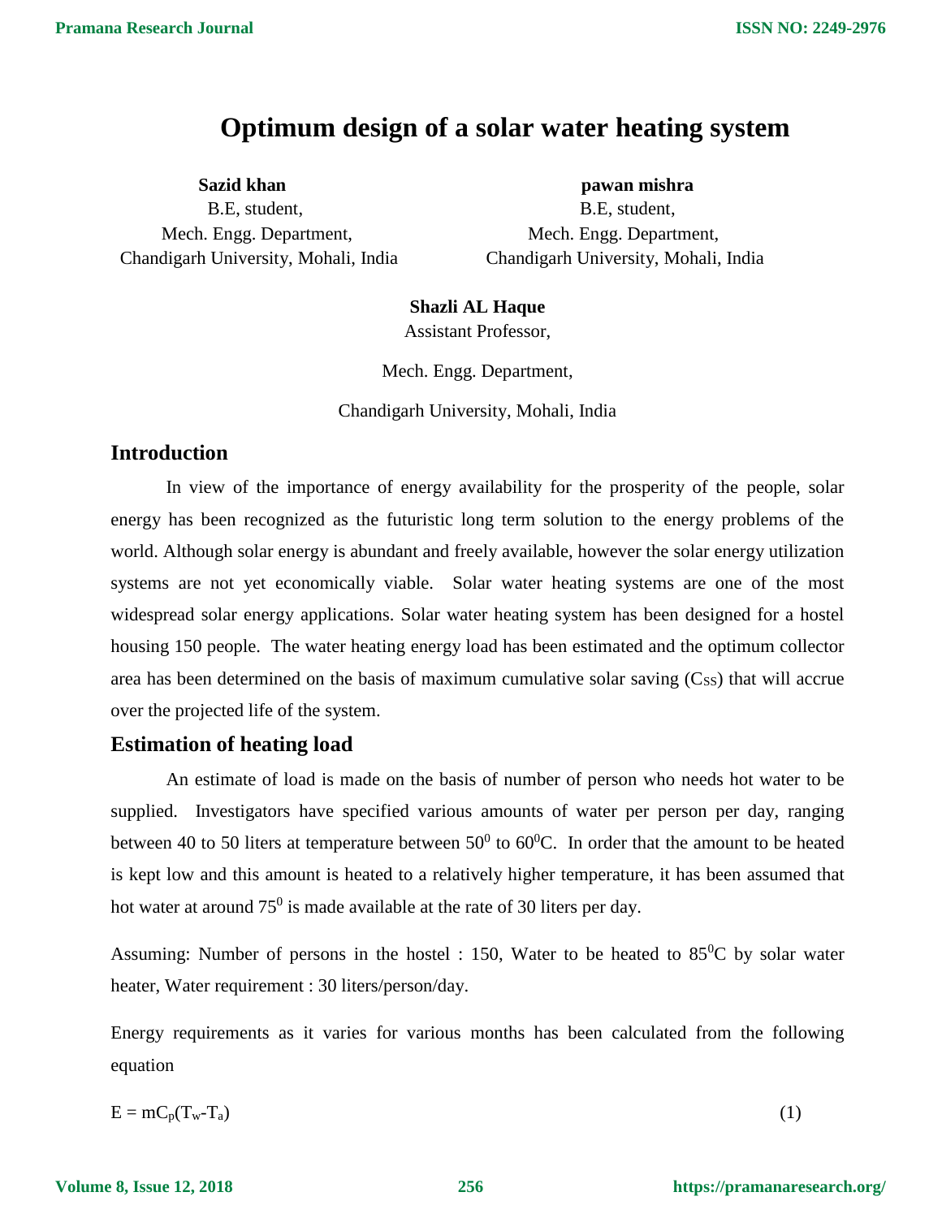# Optimum design of a solar water heating system

**Sazid khan**
B.E, student,
Mech. Engg. Department,
Chandigarh University, Mohali, India

**pawan mishra**
B.E, student,
Mech. Engg. Department,
Chandigarh University, Mohali, India

**Shazli AL Haque**
Assistant Professor,

Mech. Engg. Department,

Chandigarh University, Mohali, India

## Introduction

In view of the importance of energy availability for the prosperity of the people, solar energy has been recognized as the futuristic long term solution to the energy problems of the world. Although solar energy is abundant and freely available, however the solar energy utilization systems are not yet economically viable. Solar water heating systems are one of the most widespread solar energy applications. Solar water heating system has been designed for a hostel housing 150 people. The water heating energy load has been estimated and the optimum collector area has been determined on the basis of maximum cumulative solar saving ($C_{SS}$) that will accrue over the projected life of the system.

## Estimation of heating load

An estimate of load is made on the basis of number of person who needs hot water to be supplied. Investigators have specified various amounts of water per person per day, ranging between 40 to 50 liters at temperature between $50^0$ to $60^0$C. In order that the amount to be heated is kept low and this amount is heated to a relatively higher temperature, it has been assumed that hot water at around $75^0$ is made available at the rate of 30 liters per day.

Assuming: Number of persons in the hostel : 150, Water to be heated to $85^0$C by solar water heater, Water requirement : 30 liters/person/day.

Energy requirements as it varies for various months has been calculated from the following equation

$$E = mC_p(T_w - T_a) \tag{1}$$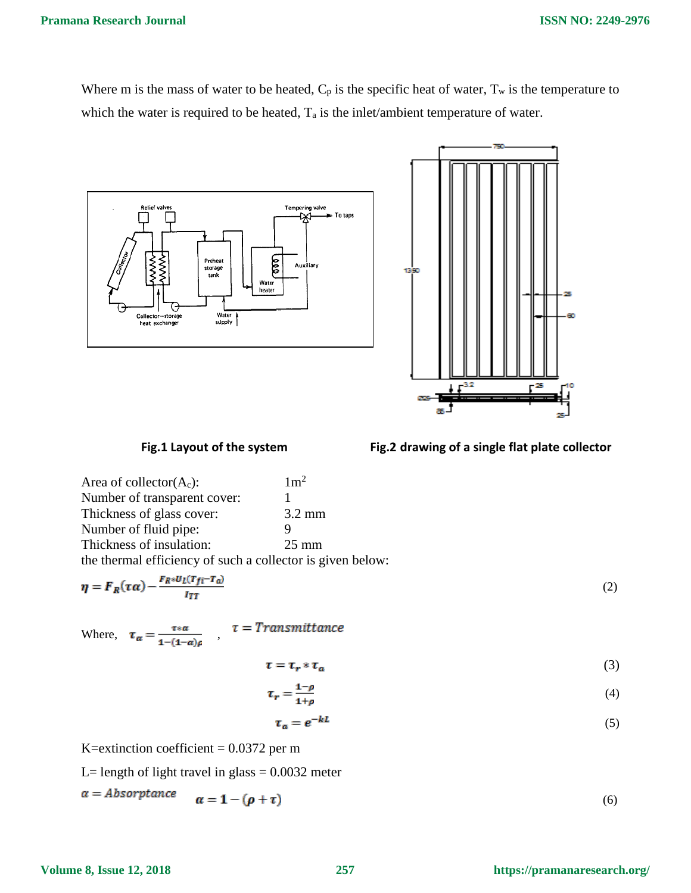Where m is the mass of water to be heated, $C_p$ is the specific heat of water, $T_w$ is the temperature to which the water is required to be heated, $T_a$ is the inlet/ambient temperature of water.

**Fig.1 Layout of the system** **Fig.2 drawing of a single flat plate collector**

| | |
|---|---|
| Area of collector($A_c$): | $1m^2$ |
| Number of transparent cover: | 1 |
| Thickness of glass cover: | 3.2 mm |
| Number of fluid pipe: | 9 |
| Thickness of insulation: | 25 mm |

the thermal efficiency of such a collector is given below:

$$\eta = F_R(\tau\alpha) - \frac{F_R * U_L(T_{fi} - T_a)}{I_{TT}} \tag{2}$$

Where, $\tau_\alpha = \frac{\tau * \alpha}{1-(1-\alpha)\rho}$ , $\tau = Transmittance$

$$\tau = \tau_r * \tau_a \tag{3}$$

$$\tau_r = \frac{1-\rho}{1+\rho} \tag{4}$$

$$\tau_a = e^{-kL} \tag{5}$$

K=extinction coefficient = 0.0372 per m

L= length of light travel in glass = 0.0032 meter

$\alpha = Absorptance$ $\quad \alpha = 1 - (\rho + \tau)$ (6)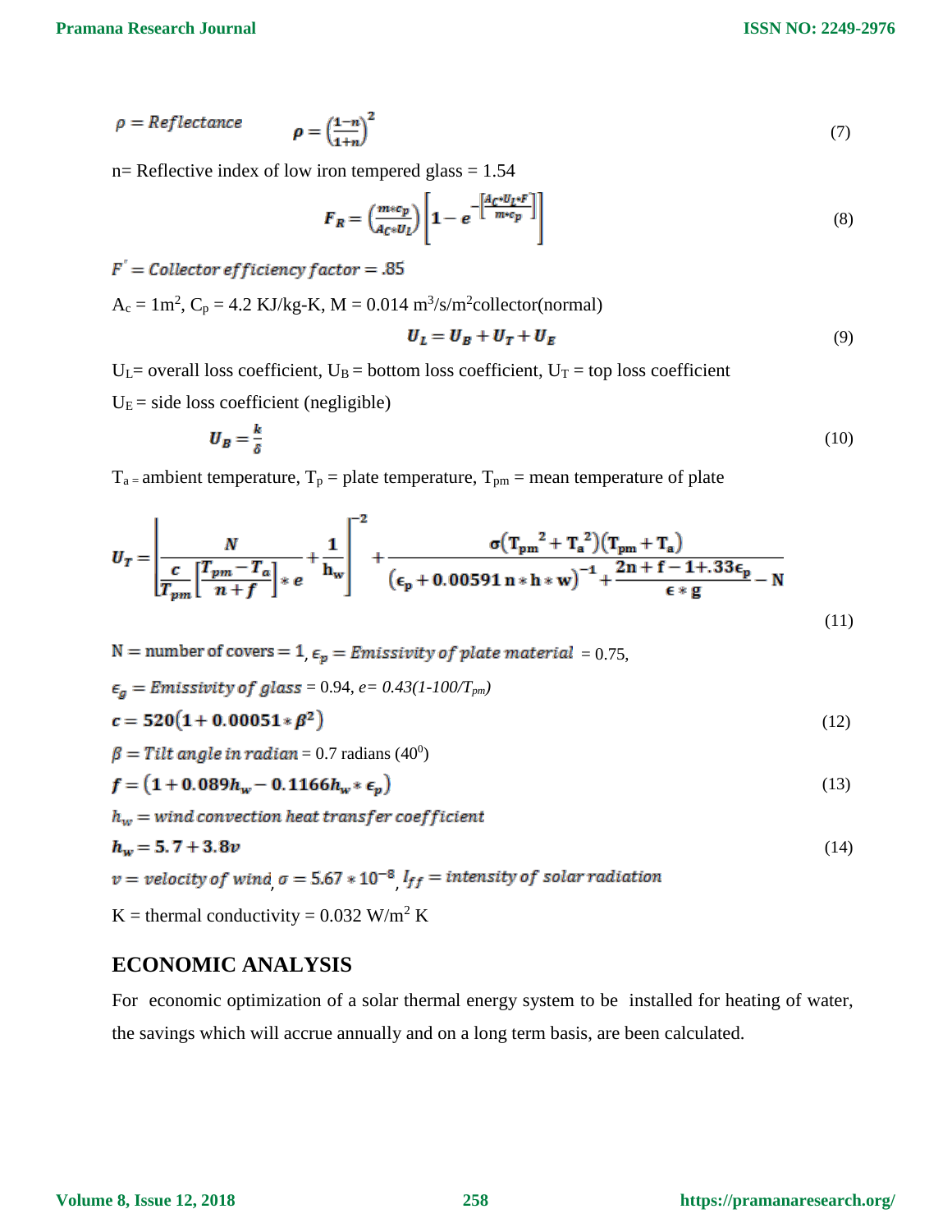$\rho = Reflectance \qquad \rho = \left(\frac{1-n}{1+n}\right)^2 \qquad (7)$

n= Reflective index of low iron tempered glass = 1.54

$$F_R = \left(\frac{m * c_p}{A_C * U_L}\right)\left[1 - e^{-\left[\frac{A_C * U_L * F}{m * c_p}\right]}\right] \qquad (8)$$

$F^{"} = Collector\ efficiency\ factor = .85$

$A_c = 1m^2$, $C_p = 4.2$ KJ/kg-K, M = 0.014 $m^3/s/m^2$collector(normal)

$$U_L = U_B + U_T + U_E \qquad (9)$$

$U_L$= overall loss coefficient, $U_B$ = bottom loss coefficient, $U_T$ = top loss coefficient

$U_E$ = side loss coefficient (negligible)

$$U_B = \frac{k}{\delta} \qquad (10)$$

$T_a$ = ambient temperature, $T_p$ = plate temperature, $T_{pm}$ = mean temperature of plate

$$U_T = \left[\frac{N}{\frac{c}{T_{pm}}\left[\frac{T_{pm} - T_a}{n + f}\right] * e} + \frac{1}{h_w}\right]^{-2} + \frac{\sigma\left(T_{pm}^{\ 2} + T_a^{\ 2}\right)\left(T_{pm} + T_a\right)}{\left(\epsilon_p + 0.00591\, n * h * w\right)^{-1} + \frac{2n + f - 1 + .33\epsilon_p}{\epsilon * g} - N} \qquad (11)$$

N = number of covers = 1, $\epsilon_p = Emissivity\ of\ plate\ material$ = 0.75,

$\epsilon_g = Emissivity\ of\ glass$ = 0.94, *e= 0.43(1-100/$T_{pm}$)*

$$c = 520\left(1 + 0.00051 * \beta^2\right) \qquad (12)$$

$\beta = Tilt\ angle\ in\ radian$ = 0.7 radians ($40^0$)

$$f = \left(1 + 0.089h_w - 0.1166h_w * \epsilon_p\right) \qquad (13)$$

$h_w = wind\ convection\ heat\ transfer\ coefficient$

$$h_w = 5.7 + 3.8v \qquad (14)$$

$v = velocity\ of\ wind$, $\sigma = 5.67 * 10^{-8}$, $I_{ff} = intensity\ of\ solar\ radiation$

K = thermal conductivity = 0.032 $W/m^2$ K

## ECONOMIC ANALYSIS

For economic optimization of a solar thermal energy system to be installed for heating of water, the savings which will accrue annually and on a long term basis, are been calculated.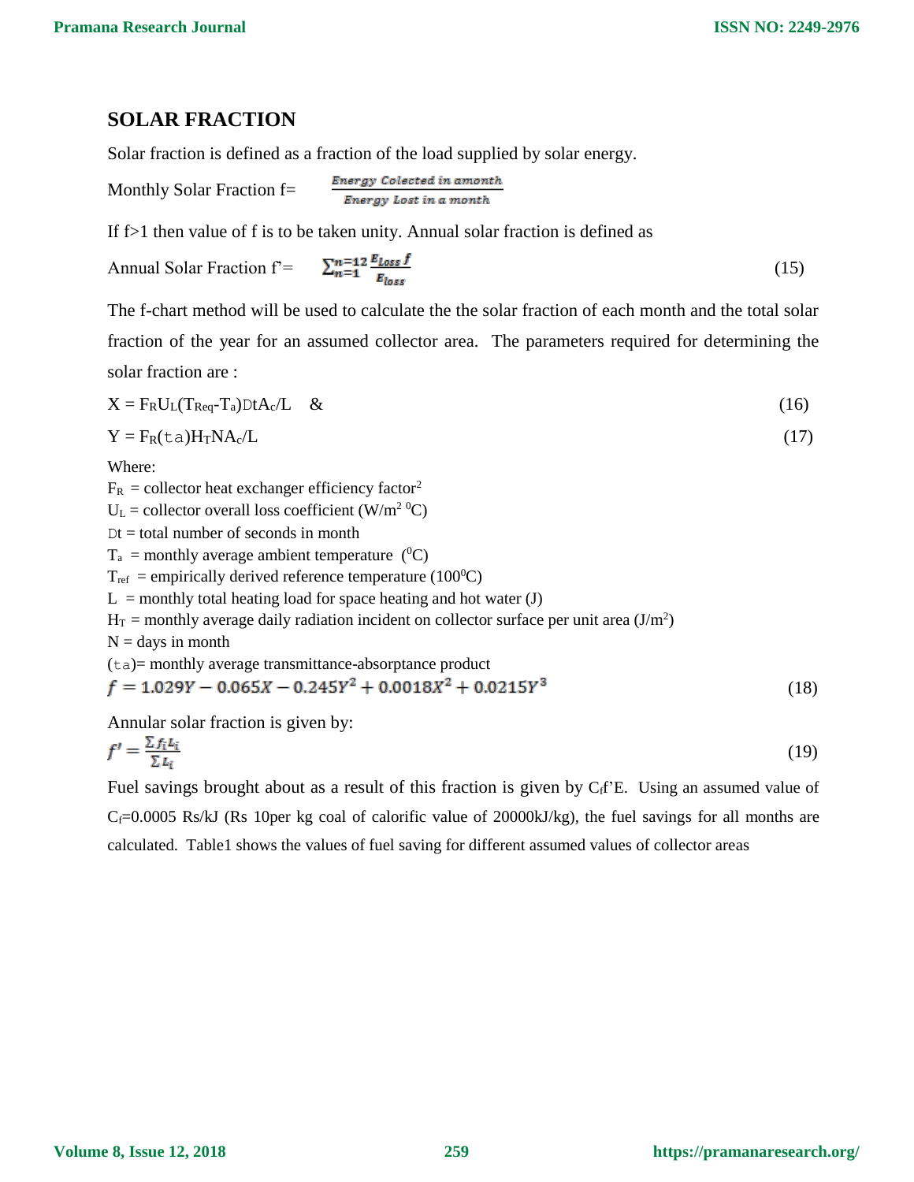## SOLAR FRACTION

Solar fraction is defined as a fraction of the load supplied by solar energy.

Monthly Solar Fraction f= $\frac{\text{Energy Colected in amonth}}{\text{Energy Lost in a month}}$

If f>1 then value of f is to be taken unity. Annual solar fraction is defined as

$$\text{Annual Solar Fraction f'}= \sum_{n=1}^{n=12} \frac{E_{Loss}\, f}{E_{loss}} \tag{15}$$

The f-chart method will be used to calculate the the solar fraction of each month and the total solar fraction of the year for an assumed collector area. The parameters required for determining the solar fraction are :

$$X = F_R U_L (T_{Req}-T_a) Dt A_c/L \quad \& \tag{16}$$

$$Y = F_R(\tau\alpha) H_T N A_c/L \tag{17}$$

Where:

$F_R$ = collector heat exchanger efficiency factor[2]

$U_L$ = collector overall loss coefficient ($W/m^2\ ^0C$)

Dt = total number of seconds in month

$T_a$ = monthly average ambient temperature ($^0C$)

$T_{ref}$ = empirically derived reference temperature ($100^0C$)

L = monthly total heating load for space heating and hot water (J)

$H_T$ = monthly average daily radiation incident on collector surface per unit area ($J/m^2$)

N = days in month

($\tau\alpha$)= monthly average transmittance-absorptance product

$$f = 1.029Y - 0.065X - 0.245Y^2 + 0.0018X^2 + 0.0215Y^3 \tag{18}$$

Annular solar fraction is given by:

$$f' = \frac{\sum f_i L_i}{\sum L_i} \tag{19}$$

Fuel savings brought about as a result of this fraction is given by $C_f f'E$. Using an assumed value of $C_f$=0.0005 Rs/kJ (Rs 10per kg coal of calorific value of 20000kJ/kg), the fuel savings for all months are calculated. Table1 shows the values of fuel saving for different assumed values of collector areas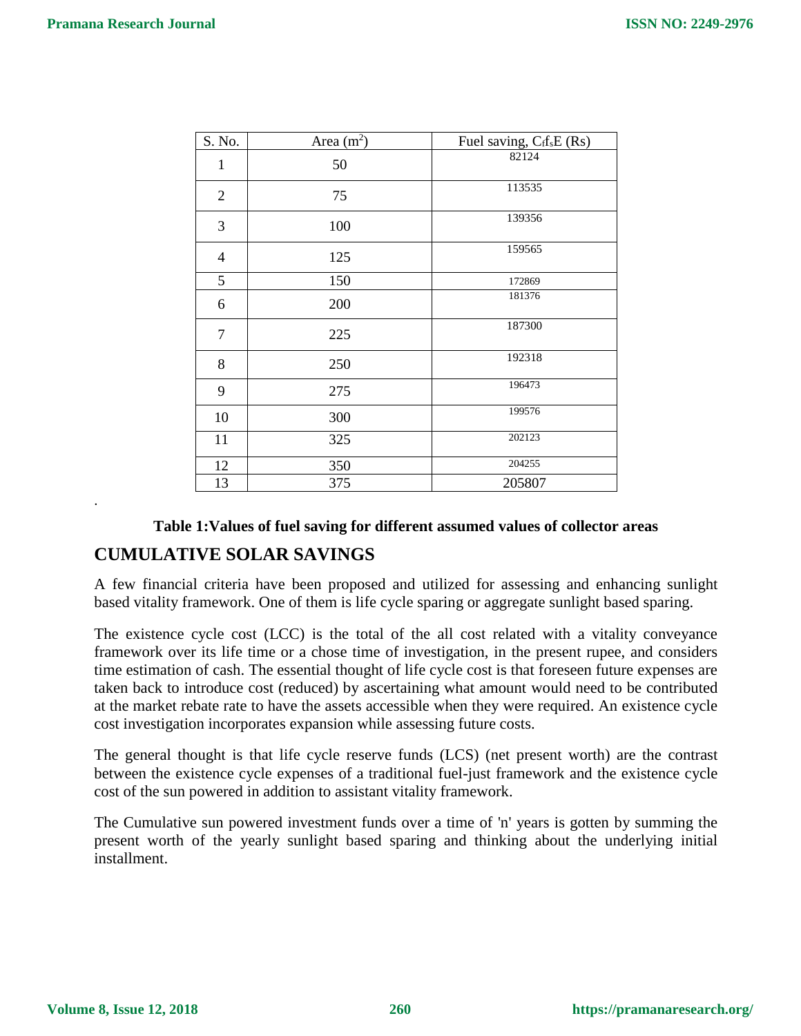| S. No. | Area ($m^2$) | Fuel saving, $C_f f_s E$ (Rs) |
|---|---|---|
| 1 | 50 | 82124 |
| 2 | 75 | 113535 |
| 3 | 100 | 139356 |
| 4 | 125 | 159565 |
| 5 | 150 | 172869 |
| 6 | 200 | 181376 |
| 7 | 225 | 187300 |
| 8 | 250 | 192318 |
| 9 | 275 | 196473 |
| 10 | 300 | 199576 |
| 11 | 325 | 202123 |
| 12 | 350 | 204255 |
| 13 | 375 | 205807 |

**Table 1:Values of fuel saving for different assumed values of collector areas**

## CUMULATIVE SOLAR SAVINGS

A few financial criteria have been proposed and utilized for assessing and enhancing sunlight based vitality framework. One of them is life cycle sparing or aggregate sunlight based sparing.

The existence cycle cost (LCC) is the total of the all cost related with a vitality conveyance framework over its life time or a chose time of investigation, in the present rupee, and considers time estimation of cash. The essential thought of life cycle cost is that foreseen future expenses are taken back to introduce cost (reduced) by ascertaining what amount would need to be contributed at the market rebate rate to have the assets accessible when they were required. An existence cycle cost investigation incorporates expansion while assessing future costs.

The general thought is that life cycle reserve funds (LCS) (net present worth) are the contrast between the existence cycle expenses of a traditional fuel-just framework and the existence cycle cost of the sun powered in addition to assistant vitality framework.

The Cumulative sun powered investment funds over a time of 'n' years is gotten by summing the present worth of the yearly sunlight based sparing and thinking about the underlying initial installment.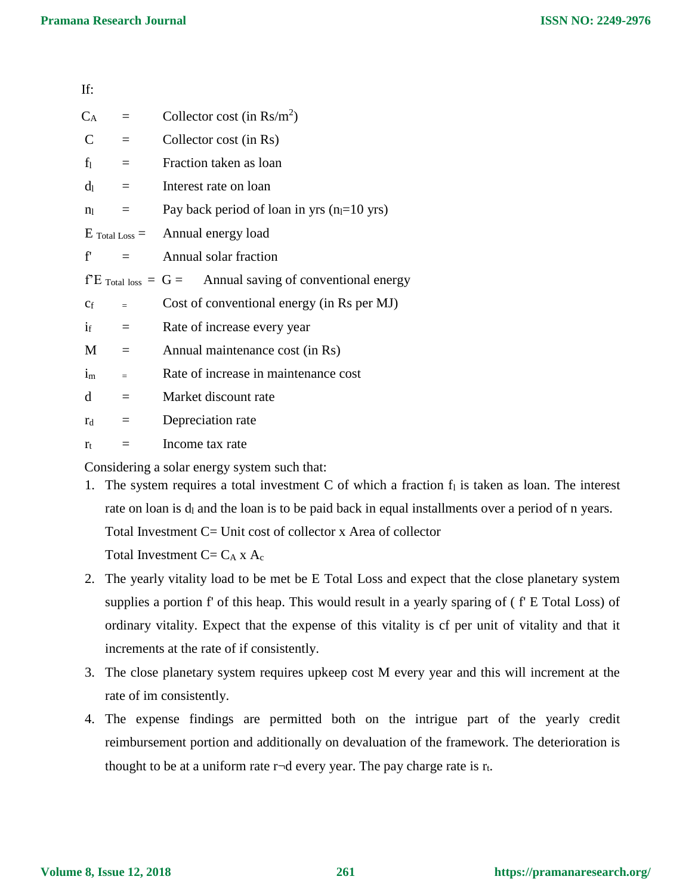If:

$C_A$ = Collector cost (in Rs/$m^2$)

C = Collector cost (in Rs)

$f_l$ = Fraction taken as loan

$d_l$ = Interest rate on loan

$n_l$ = Pay back period of loan in yrs ($n_l$=10 yrs)

$E_{Total\ Loss}$ = Annual energy load

f' = Annual solar fraction

$f'E_{Total\ loss}$ = G = Annual saving of conventional energy

$c_f$ = Cost of conventional energy (in Rs per MJ)

$i_f$ = Rate of increase every year

M = Annual maintenance cost (in Rs)

$i_m$ = Rate of increase in maintenance cost

d = Market discount rate

$r_d$ = Depreciation rate

$r_t$ = Income tax rate

Considering a solar energy system such that:

1. The system requires a total investment C of which a fraction $f_l$ is taken as loan. The interest rate on loan is $d_l$ and the loan is to be paid back in equal installments over a period of n years.

   Total Investment C= Unit cost of collector x Area of collector

   Total Investment C= $C_A$ x $A_c$

2. The yearly vitality load to be met be E Total Loss and expect that the close planetary system supplies a portion f' of this heap. This would result in a yearly sparing of ( f' E Total Loss) of ordinary vitality. Expect that the expense of this vitality is cf per unit of vitality and that it increments at the rate of if consistently.

3. The close planetary system requires upkeep cost M every year and this will increment at the rate of im consistently.

4. The expense findings are permitted both on the intrigue part of the yearly credit reimbursement portion and additionally on devaluation of the framework. The deterioration is thought to be at a uniform rate r¬d every year. The pay charge rate is $r_t$.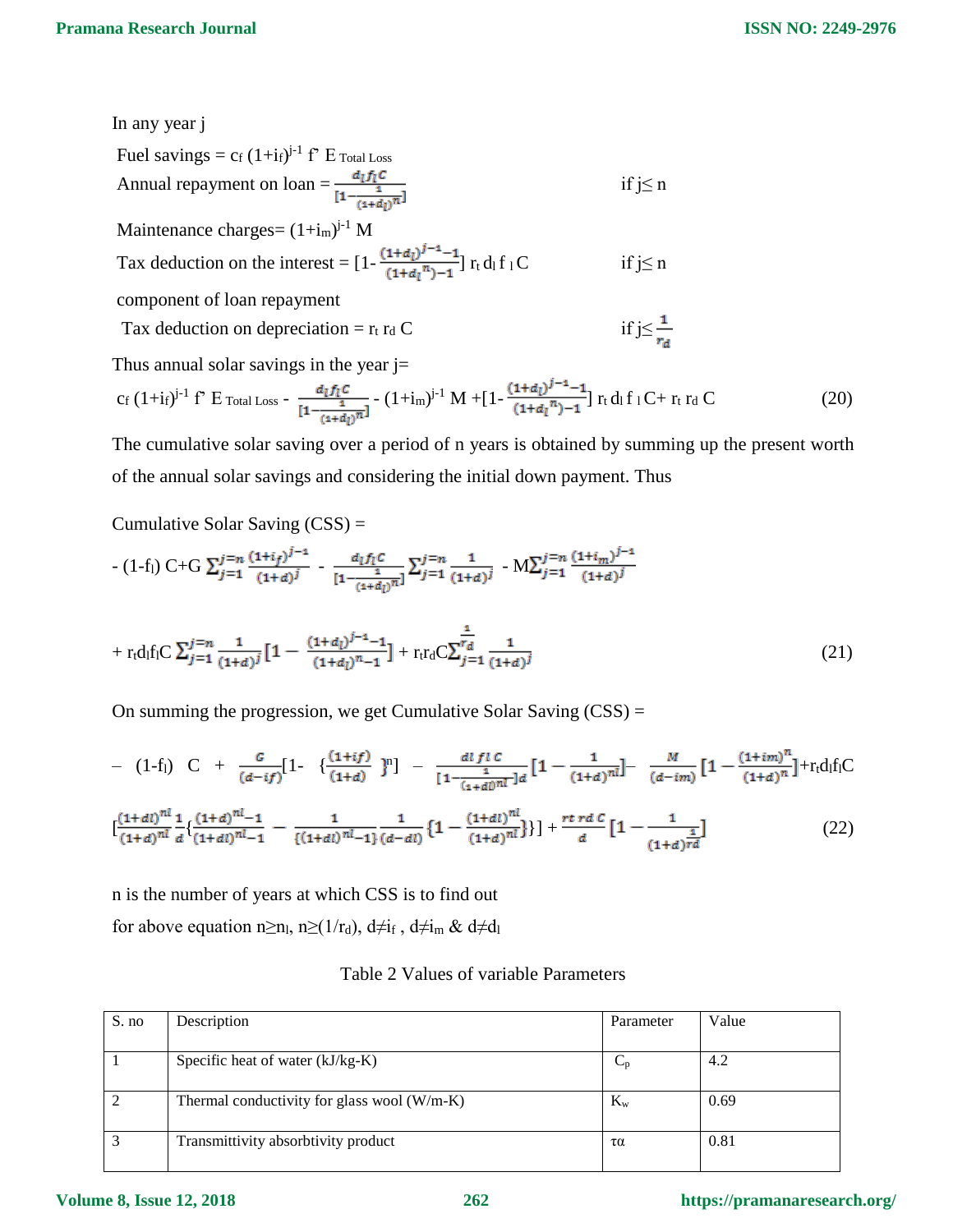In any year j

Fuel savings = $c_f\,(1+i_f)^{j-1}\,f'\,E_{\text{Total Loss}}$

Annual repayment on loan = $\dfrac{d_l f_l C}{\left[1-\frac{1}{(1+d_l)^{n}}\right]}$ if $j \le n$

Maintenance charges= $(1+i_m)^{j-1}\,M$

Tax deduction on the interest = $\left[1-\dfrac{(1+d_l)^{j-1}-1}{(1+d_l{}^{n})-1}\right] r_t\, d_l\, f_l\, C$ if $j \le n$

component of loan repayment

Tax deduction on depreciation = $r_t\, r_d\, C$ if $j \le \dfrac{1}{r_d}$

Thus annual solar savings in the year j=

$$c_f\,(1+i_f)^{j-1}\,f'\,E_{\text{Total Loss}} - \frac{d_l f_l C}{\left[1-\frac{1}{(1+d_l)^{n}}\right]} - (1+i_m)^{j-1} M + \left[1-\frac{(1+d_l)^{j-1}-1}{(1+d_l{}^{n})-1}\right] r_t\, d_l\, f_l\, C + r_t\, r_d\, C \tag{20}$$

The cumulative solar saving over a period of n years is obtained by summing up the present worth of the annual solar savings and considering the initial down payment. Thus

Cumulative Solar Saving (CSS) =

$$-(1-f_l)\,C + G\sum_{j=1}^{j=n}\frac{(1+i_f)^{j-1}}{(1+d)^{j}} - \frac{d_l f_l C}{\left[1-\frac{1}{(1+d_l)^{n}}\right]}\sum_{j=1}^{j=n}\frac{1}{(1+d)^{j}} - M\sum_{j=1}^{j=n}\frac{(1+i_m)^{j-1}}{(1+d)^{j}}$$

$$+ r_t d_l f_l C\sum_{j=1}^{j=n}\frac{1}{(1+d)^{j}}\left[1-\frac{(1+d_l)^{j-1}-1}{(1+d_l)^{n}-1}\right] + r_t r_d C\sum_{j=1}^{\frac{1}{r_d}}\frac{1}{(1+d)^{j}} \tag{21}$$

On summing the progression, we get Cumulative Solar Saving (CSS) =

$$-\ (1-f_l)\ C\ +\ \frac{G}{(d-if)}\left[1-\left\{\frac{(1+if)}{(1+d)}\right\}^{n}\right]\ -\ \frac{dl\ fl\ C}{\left[1-\frac{1}{(1+dl)^{nl}}\right]d}\left[1-\frac{1}{(1+d)^{nl}}\right] - \frac{M}{(d-im)}\left[1-\frac{(1+im)^{n}}{(1+d)^{n}}\right] + r_t d_l f_l C$$

$$\left[\frac{(1+dl)^{nl}}{(1+d)^{nl}}\frac{1}{d}\left\{\frac{(1+d)^{nl}-1}{(1+dl)^{nl}-1}\right. - \frac{1}{\{(1+dl)^{nl}-1\}}\frac{1}{(d-dl)}\left\{1-\frac{(1+dl)^{nl}}{(1+d)^{nl}}\right\}\right\}\Bigg] + \frac{rt\ rd\ C}{d}\left[1-\frac{1}{(1+d)^{\frac{1}{rd}}}\right] \tag{22}$$

n is the number of years at which CSS is to find out

for above equation $n \ge n_l$, $n \ge (1/r_d)$, $d \ne i_f$ , $d \ne i_m$ & $d \ne d_l$

Table 2 Values of variable Parameters

| S. no | Description | Parameter | Value |
|---|---|---|---|
| 1 | Specific heat of water (kJ/kg-K) | $C_p$ | 4.2 |
| 2 | Thermal conductivity for glass wool (W/m-K) | $K_w$ | 0.69 |
| 3 | Transmittivity absorbtivity product | $\tau\alpha$ | 0.81 |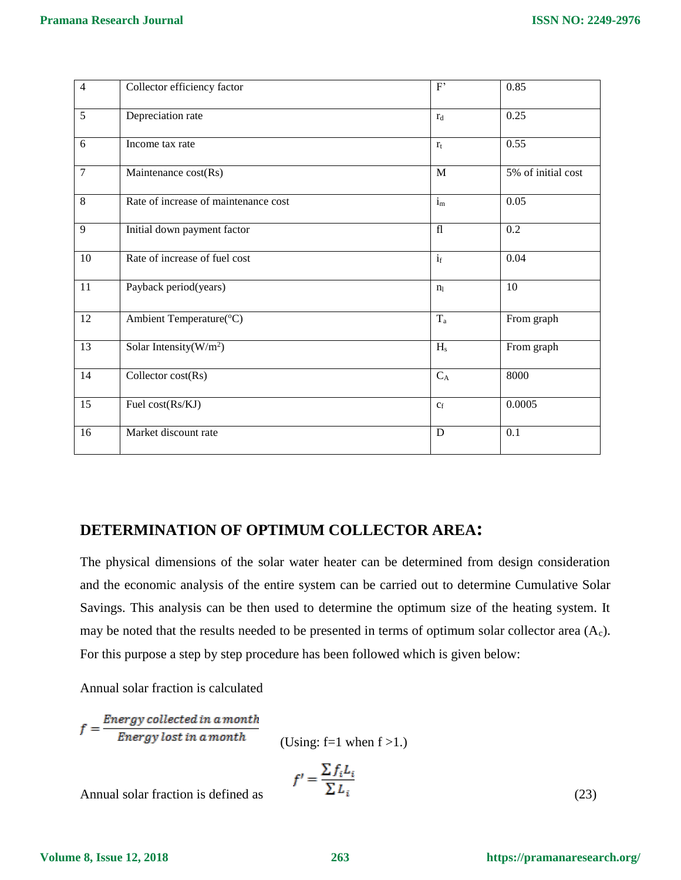| 4 | Collector efficiency factor | F’ | 0.85 |
|---|---|---|---|
| 5 | Depreciation rate | $r_d$ | 0.25 |
| 6 | Income tax rate | $r_t$ | 0.55 |
| 7 | Maintenance cost(Rs) | M | 5% of initial cost |
| 8 | Rate of increase of maintenance cost | $i_m$ | 0.05 |
| 9 | Initial down payment factor | fl | 0.2 |
| 10 | Rate of increase of fuel cost | $i_f$ | 0.04 |
| 11 | Payback period(years) | $n_l$ | 10 |
| 12 | Ambient Temperature(°C) | $T_a$ | From graph |
| 13 | Solar Intensity(W/m$^2$) | $H_s$ | From graph |
| 14 | Collector cost(Rs) | $C_A$ | 8000 |
| 15 | Fuel cost(Rs/KJ) | $c_f$ | 0.0005 |
| 16 | Market discount rate | D | 0.1 |

## DETERMINATION OF OPTIMUM COLLECTOR AREA:

The physical dimensions of the solar water heater can be determined from design consideration and the economic analysis of the entire system can be carried out to determine Cumulative Solar Savings. This analysis can be then used to determine the optimum size of the heating system. It may be noted that the results needed to be presented in terms of optimum solar collector area ($A_c$). For this purpose a step by step procedure has been followed which is given below:

Annual solar fraction is calculated

$$f = \frac{Energy\ collected\ in\ a\ month}{Energy\ lost\ in\ a\ month}$$ (Using: f=1 when f >1.)

Annual solar fraction is defined as

$$f' = \frac{\sum f_i L_i}{\sum L_i} \tag{23}$$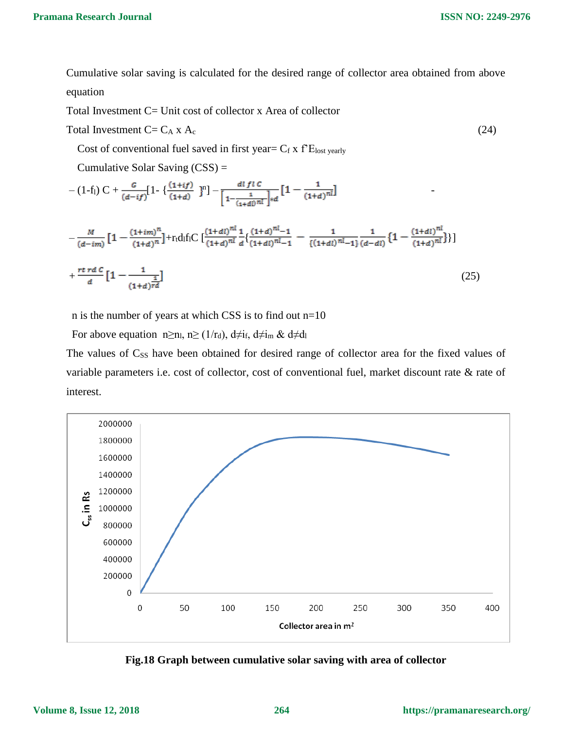Cumulative solar saving is calculated for the desired range of collector area obtained from above equation

Total Investment C= Unit cost of collector x Area of collector

$$\text{Total Investment } C = C_A \times A_c \tag{24}$$

Cost of conventional fuel saved in first year= $C_f \times f'E_{lost\ yearly}$

Cumulative Solar Saving (CSS) =

$$-(1-f_l)\,C + \frac{G}{(d-if)}\left[1-\left\{\frac{(1+if)}{(1+d)}\right\}^n\right] - \frac{dl\, fl\, C}{\left[1-\frac{1}{(1+dl)^{nl}}\right]*d}\left[1-\frac{1}{(1+d)^{nl}}\right] -$$

$$-\frac{M}{(d-im)}\left[1-\frac{(1+im)^n}{(1+d)^n}\right] + r_t d_l f_l C\left[\frac{(1+dl)^{nl}}{(1+d)^{nl}}\frac{1}{d}\left\{\frac{(1+d)^{nl}-1}{(1+dl)^{nl}-1} - \frac{1}{\{(1+dl)^{nl}-1\}}\frac{1}{(d-dl)}\left\{1-\frac{(1+dl)^{nl}}{(1+d)^{nl}}\right\}\right\}\right]$$

$$+\frac{rt\, rd\, C}{d}\left[1-\frac{1}{(1+d)^{\frac{1}{rd}}}\right] \tag{25}$$

n is the number of years at which CSS is to find out n=10

For above equation $n \geq n_l$, $n \geq (1/r_d)$, $d \neq i_f$, $d \neq i_m$ & $d \neq d_l$

The values of $C_{SS}$ have been obtained for desired range of collector area for the fixed values of variable parameters i.e. cost of collector, cost of conventional fuel, market discount rate & rate of interest.

**Fig.18 Graph between cumulative solar saving with area of collector**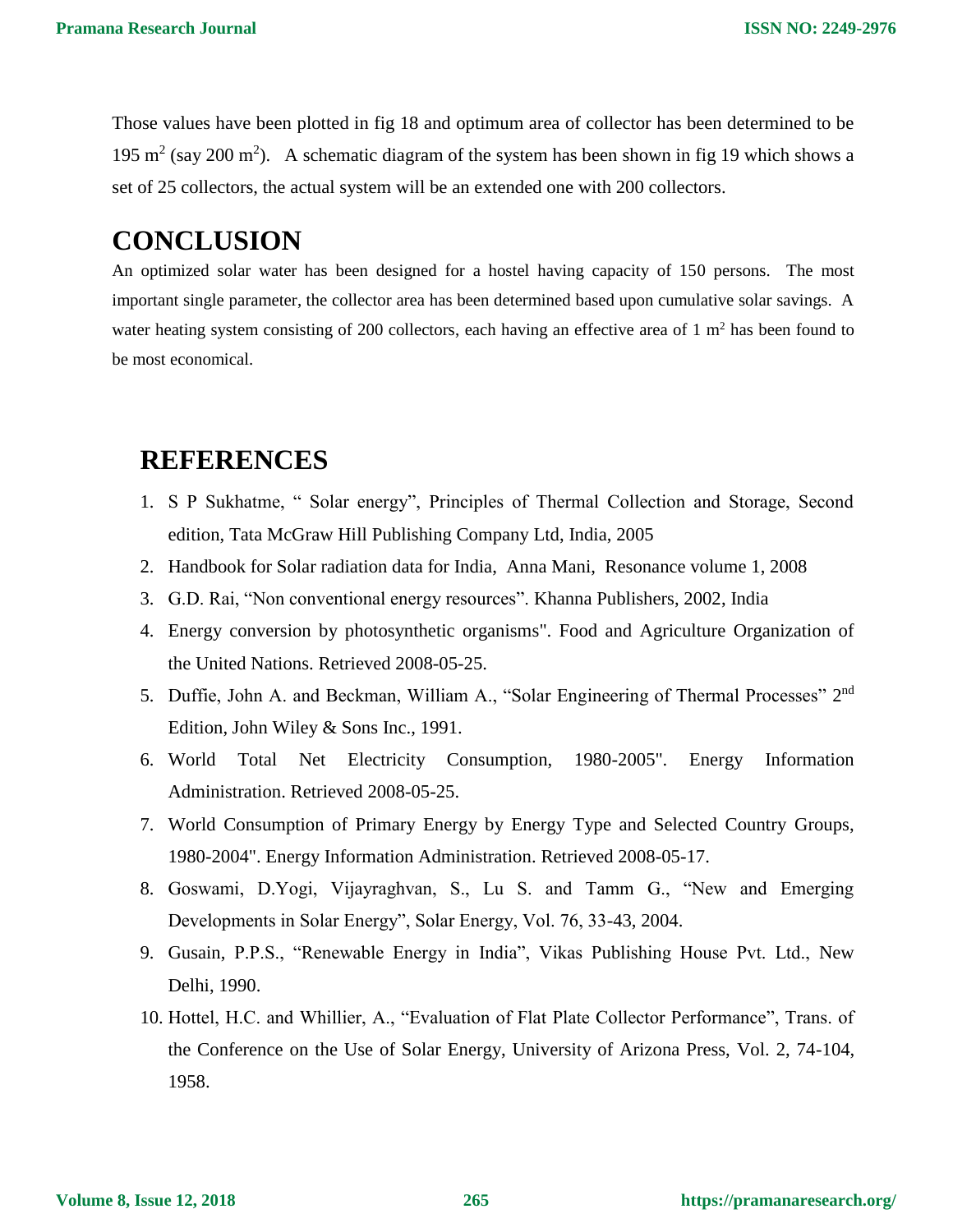Those values have been plotted in fig 18 and optimum area of collector has been determined to be 195 $m^2$ (say 200 $m^2$). A schematic diagram of the system has been shown in fig 19 which shows a set of 25 collectors, the actual system will be an extended one with 200 collectors.

# CONCLUSION

An optimized solar water has been designed for a hostel having capacity of 150 persons. The most important single parameter, the collector area has been determined based upon cumulative solar savings. A water heating system consisting of 200 collectors, each having an effective area of 1 $m^2$ has been found to be most economical.

# REFERENCES

1. S P Sukhatme, " Solar energy", Principles of Thermal Collection and Storage, Second edition, Tata McGraw Hill Publishing Company Ltd, India, 2005
2. Handbook for Solar radiation data for India, Anna Mani, Resonance volume 1, 2008
3. G.D. Rai, "Non conventional energy resources". Khanna Publishers, 2002, India
4. Energy conversion by photosynthetic organisms". Food and Agriculture Organization of the United Nations. Retrieved 2008-05-25.
5. Duffie, John A. and Beckman, William A., "Solar Engineering of Thermal Processes" 2nd Edition, John Wiley & Sons Inc., 1991.
6. World Total Net Electricity Consumption, 1980-2005". Energy Information Administration. Retrieved 2008-05-25.
7. World Consumption of Primary Energy by Energy Type and Selected Country Groups, 1980-2004". Energy Information Administration. Retrieved 2008-05-17.
8. Goswami, D.Yogi, Vijayraghvan, S., Lu S. and Tamm G., "New and Emerging Developments in Solar Energy", Solar Energy, Vol. 76, 33-43, 2004.
9. Gusain, P.P.S., "Renewable Energy in India", Vikas Publishing House Pvt. Ltd., New Delhi, 1990.
10. Hottel, H.C. and Whillier, A., "Evaluation of Flat Plate Collector Performance", Trans. of the Conference on the Use of Solar Energy, University of Arizona Press, Vol. 2, 74-104, 1958.